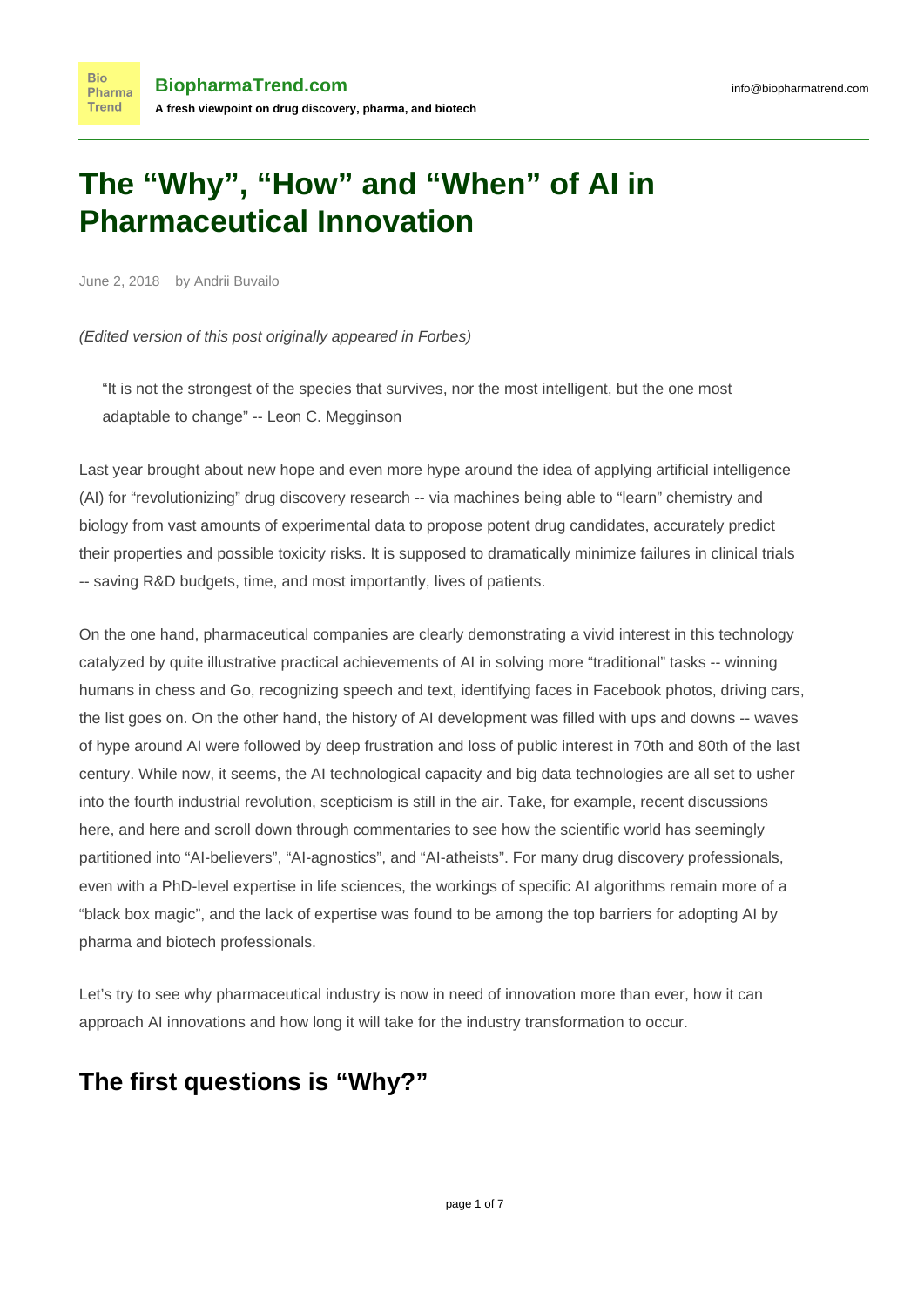# The "Why", "How" and "When" of AI in Pharmaceutical Innovation

June 2, 2018 by Andrii Buvailo

*(Edited version of this post originally appeared in Forbes)*

> "It is not the strongest of the species that survives, nor the most intelligent, but the one most adaptable to change" -- Leon C. Megginson

Last year brought about new hope and even more hype around the idea of applying artificial intelligence (AI) for "revolutionizing" drug discovery research -- via machines being able to "learn" chemistry and biology from vast amounts of experimental data to propose potent drug candidates, accurately predict their properties and possible toxicity risks. It is supposed to dramatically minimize failures in clinical trials -- saving R&D budgets, time, and most importantly, lives of patients.

On the one hand, pharmaceutical companies are clearly demonstrating a vivid interest in this technology catalyzed by quite illustrative practical achievements of AI in solving more "traditional" tasks -- winning humans in chess and Go, recognizing speech and text, identifying faces in Facebook photos, driving cars, the list goes on. On the other hand, the history of AI development was filled with ups and downs -- waves of hype around AI were followed by deep frustration and loss of public interest in 70th and 80th of the last century. While now, it seems, the AI technological capacity and big data technologies are all set to usher into the fourth industrial revolution, scepticism is still in the air. Take, for example, recent discussions here, and here and scroll down through commentaries to see how the scientific world has seemingly partitioned into "AI-believers", "AI-agnostics", and "AI-atheists". For many drug discovery professionals, even with a PhD-level expertise in life sciences, the workings of specific AI algorithms remain more of a "black box magic", and the lack of expertise was found to be among the top barriers for adopting AI by pharma and biotech professionals.

Let's try to see why pharmaceutical industry is now in need of innovation more than ever, how it can approach AI innovations and how long it will take for the industry transformation to occur.

## The first questions is "Why?"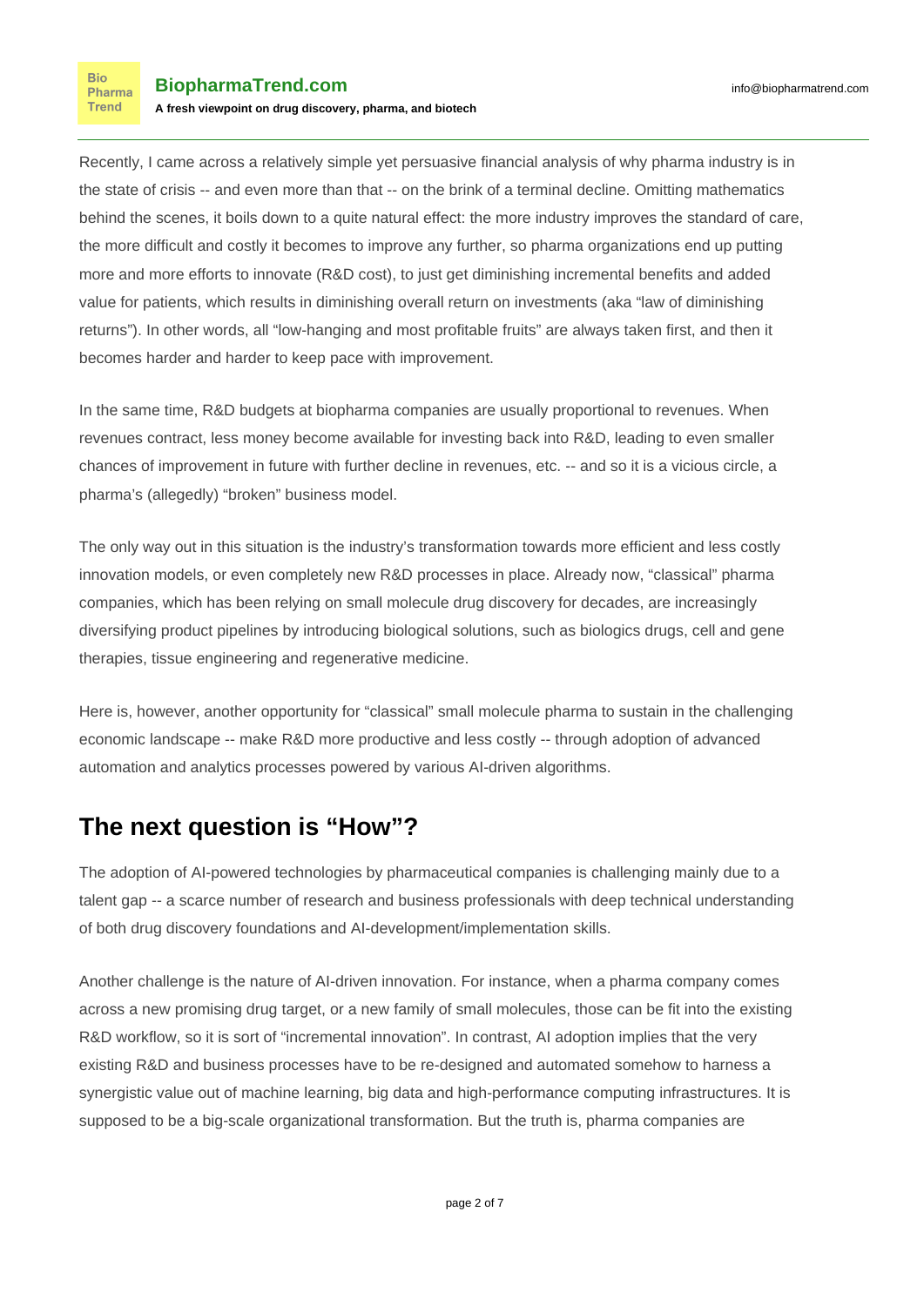Recently, I came across a relatively simple yet persuasive financial analysis of why pharma industry is in the state of crisis -- and even more than that -- on the brink of a terminal decline. Omitting mathematics behind the scenes, it boils down to a quite natural effect: the more industry improves the standard of care, the more difficult and costly it becomes to improve any further, so pharma organizations end up putting more and more efforts to innovate (R&D cost), to just get diminishing incremental benefits and added value for patients, which results in diminishing overall return on investments (aka "law of diminishing returns"). In other words, all "low-hanging and most profitable fruits" are always taken first, and then it becomes harder and harder to keep pace with improvement.

In the same time, R&D budgets at biopharma companies are usually proportional to revenues. When revenues contract, less money become available for investing back into R&D, leading to even smaller chances of improvement in future with further decline in revenues, etc. -- and so it is a vicious circle, a pharma's (allegedly) "broken" business model.

The only way out in this situation is the industry's transformation towards more efficient and less costly innovation models, or even completely new R&D processes in place. Already now, "classical" pharma companies, which has been relying on small molecule drug discovery for decades, are increasingly diversifying product pipelines by introducing biological solutions, such as biologics drugs, cell and gene therapies, tissue engineering and regenerative medicine.

Here is, however, another opportunity for "classical" small molecule pharma to sustain in the challenging economic landscape -- make R&D more productive and less costly -- through adoption of advanced automation and analytics processes powered by various AI-driven algorithms.

## The next question is "How"?

The adoption of AI-powered technologies by pharmaceutical companies is challenging mainly due to a talent gap -- a scarce number of research and business professionals with deep technical understanding of both drug discovery foundations and AI-development/implementation skills.

Another challenge is the nature of AI-driven innovation. For instance, when a pharma company comes across a new promising drug target, or a new family of small molecules, those can be fit into the existing R&D workflow, so it is sort of "incremental innovation". In contrast, AI adoption implies that the very existing R&D and business processes have to be re-designed and automated somehow to harness a synergistic value out of machine learning, big data and high-performance computing infrastructures. It is supposed to be a big-scale organizational transformation. But the truth is, pharma companies are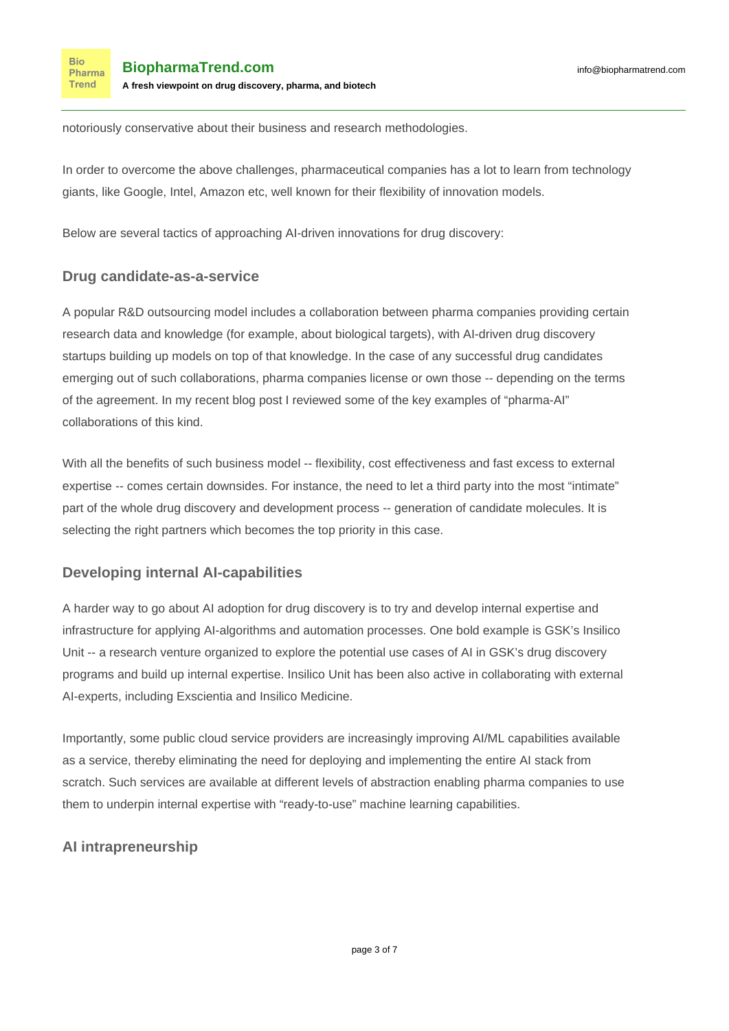notoriously conservative about their business and research methodologies.

In order to overcome the above challenges, pharmaceutical companies has a lot to learn from technology giants, like Google, Intel, Amazon etc, well known for their flexibility of innovation models.

Below are several tactics of approaching AI-driven innovations for drug discovery:

### Drug candidate-as-a-service

A popular R&D outsourcing model includes a collaboration between pharma companies providing certain research data and knowledge (for example, about biological targets), with AI-driven drug discovery startups building up models on top of that knowledge. In the case of any successful drug candidates emerging out of such collaborations, pharma companies license or own those -- depending on the terms of the agreement. In my recent blog post I reviewed some of the key examples of “pharma-AI” collaborations of this kind.

With all the benefits of such business model -- flexibility, cost effectiveness and fast excess to external expertise -- comes certain downsides. For instance, the need to let a third party into the most “intimate” part of the whole drug discovery and development process -- generation of candidate molecules. It is selecting the right partners which becomes the top priority in this case.

### Developing internal AI-capabilities

A harder way to go about AI adoption for drug discovery is to try and develop internal expertise and infrastructure for applying AI-algorithms and automation processes. One bold example is GSK’s Insilico Unit -- a research venture organized to explore the potential use cases of AI in GSK’s drug discovery programs and build up internal expertise. Insilico Unit has been also active in collaborating with external AI-experts, including Exscientia and Insilico Medicine.

Importantly, some public cloud service providers are increasingly improving AI/ML capabilities available as a service, thereby eliminating the need for deploying and implementing the entire AI stack from scratch. Such services are available at different levels of abstraction enabling pharma companies to use them to underpin internal expertise with “ready-to-use” machine learning capabilities.

### AI intrapreneurship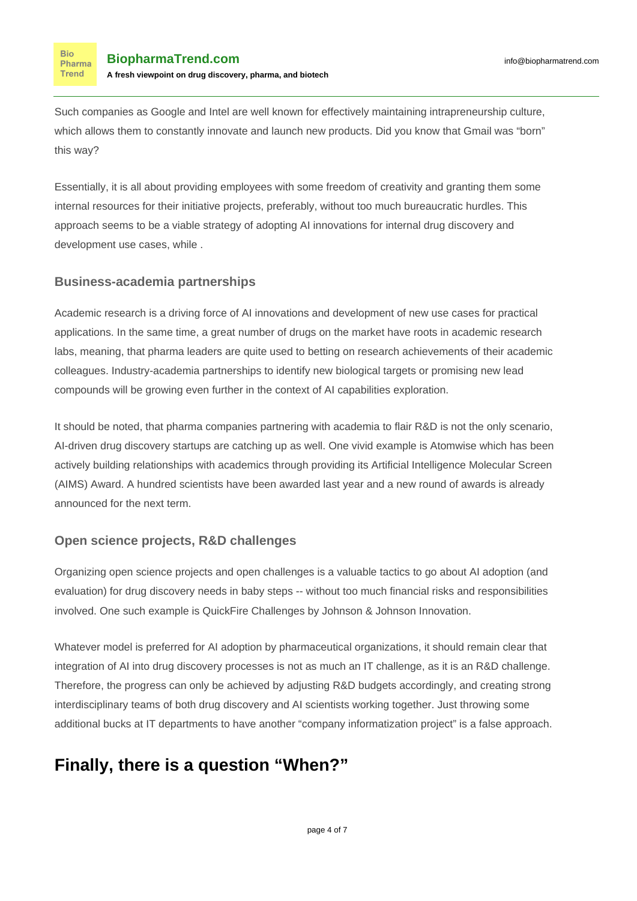Such companies as Google and Intel are well known for effectively maintaining intrapreneurship culture, which allows them to constantly innovate and launch new products. Did you know that Gmail was "born" this way?

Essentially, it is all about providing employees with some freedom of creativity and granting them some internal resources for their initiative projects, preferably, without too much bureaucratic hurdles. This approach seems to be a viable strategy of adopting AI innovations for internal drug discovery and development use cases, while .

### Business-academia partnerships

Academic research is a driving force of AI innovations and development of new use cases for practical applications. In the same time, a great number of drugs on the market have roots in academic research labs, meaning, that pharma leaders are quite used to betting on research achievements of their academic colleagues. Industry-academia partnerships to identify new biological targets or promising new lead compounds will be growing even further in the context of AI capabilities exploration.

It should be noted, that pharma companies partnering with academia to flair R&D is not the only scenario, AI-driven drug discovery startups are catching up as well. One vivid example is Atomwise which has been actively building relationships with academics through providing its Artificial Intelligence Molecular Screen (AIMS) Award. A hundred scientists have been awarded last year and a new round of awards is already announced for the next term.

### Open science projects, R&D challenges

Organizing open science projects and open challenges is a valuable tactics to go about AI adoption (and evaluation) for drug discovery needs in baby steps -- without too much financial risks and responsibilities involved. One such example is QuickFire Challenges by Johnson & Johnson Innovation.

Whatever model is preferred for AI adoption by pharmaceutical organizations, it should remain clear that integration of AI into drug discovery processes is not as much an IT challenge, as it is an R&D challenge. Therefore, the progress can only be achieved by adjusting R&D budgets accordingly, and creating strong interdisciplinary teams of both drug discovery and AI scientists working together. Just throwing some additional bucks at IT departments to have another "company informatization project" is a false approach.

## Finally, there is a question "When?"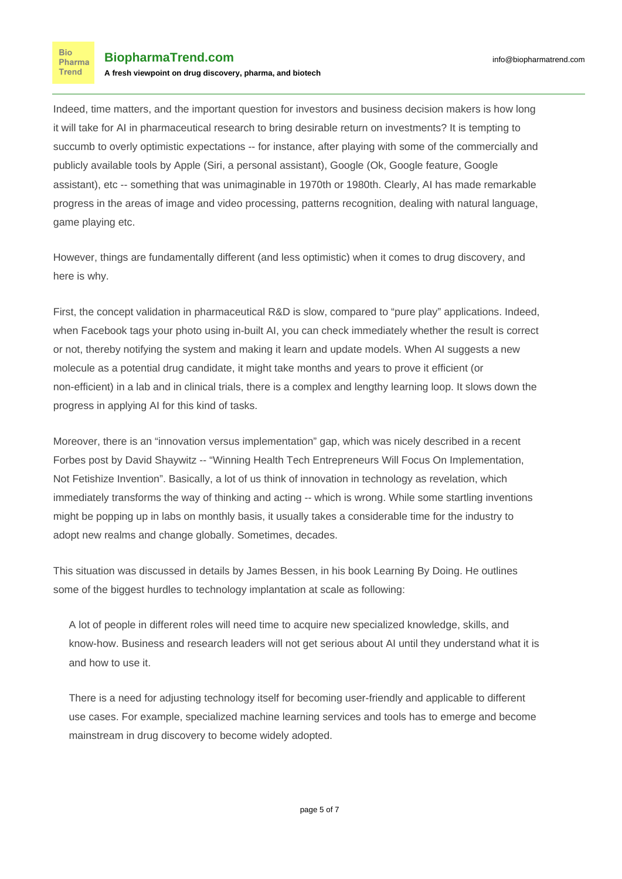Indeed, time matters, and the important question for investors and business decision makers is how long it will take for AI in pharmaceutical research to bring desirable return on investments? It is tempting to succumb to overly optimistic expectations -- for instance, after playing with some of the commercially and publicly available tools by Apple (Siri, a personal assistant), Google (Ok, Google feature, Google assistant), etc -- something that was unimaginable in 1970th or 1980th. Clearly, AI has made remarkable progress in the areas of image and video processing, patterns recognition, dealing with natural language, game playing etc.

However, things are fundamentally different (and less optimistic) when it comes to drug discovery, and here is why.

First, the concept validation in pharmaceutical R&D is slow, compared to "pure play" applications. Indeed, when Facebook tags your photo using in-built AI, you can check immediately whether the result is correct or not, thereby notifying the system and making it learn and update models. When AI suggests a new molecule as a potential drug candidate, it might take months and years to prove it efficient (or non-efficient) in a lab and in clinical trials, there is a complex and lengthy learning loop. It slows down the progress in applying AI for this kind of tasks.

Moreover, there is an "innovation versus implementation" gap, which was nicely described in a recent Forbes post by David Shaywitz -- "Winning Health Tech Entrepreneurs Will Focus On Implementation, Not Fetishize Invention". Basically, a lot of us think of innovation in technology as revelation, which immediately transforms the way of thinking and acting -- which is wrong. While some startling inventions might be popping up in labs on monthly basis, it usually takes a considerable time for the industry to adopt new realms and change globally. Sometimes, decades.

This situation was discussed in details by James Bessen, in his book Learning By Doing. He outlines some of the biggest hurdles to technology implantation at scale as following:

> A lot of people in different roles will need time to acquire new specialized knowledge, skills, and know-how. Business and research leaders will not get serious about AI until they understand what it is and how to use it.
>
> There is a need for adjusting technology itself for becoming user-friendly and applicable to different use cases. For example, specialized machine learning services and tools has to emerge and become mainstream in drug discovery to become widely adopted.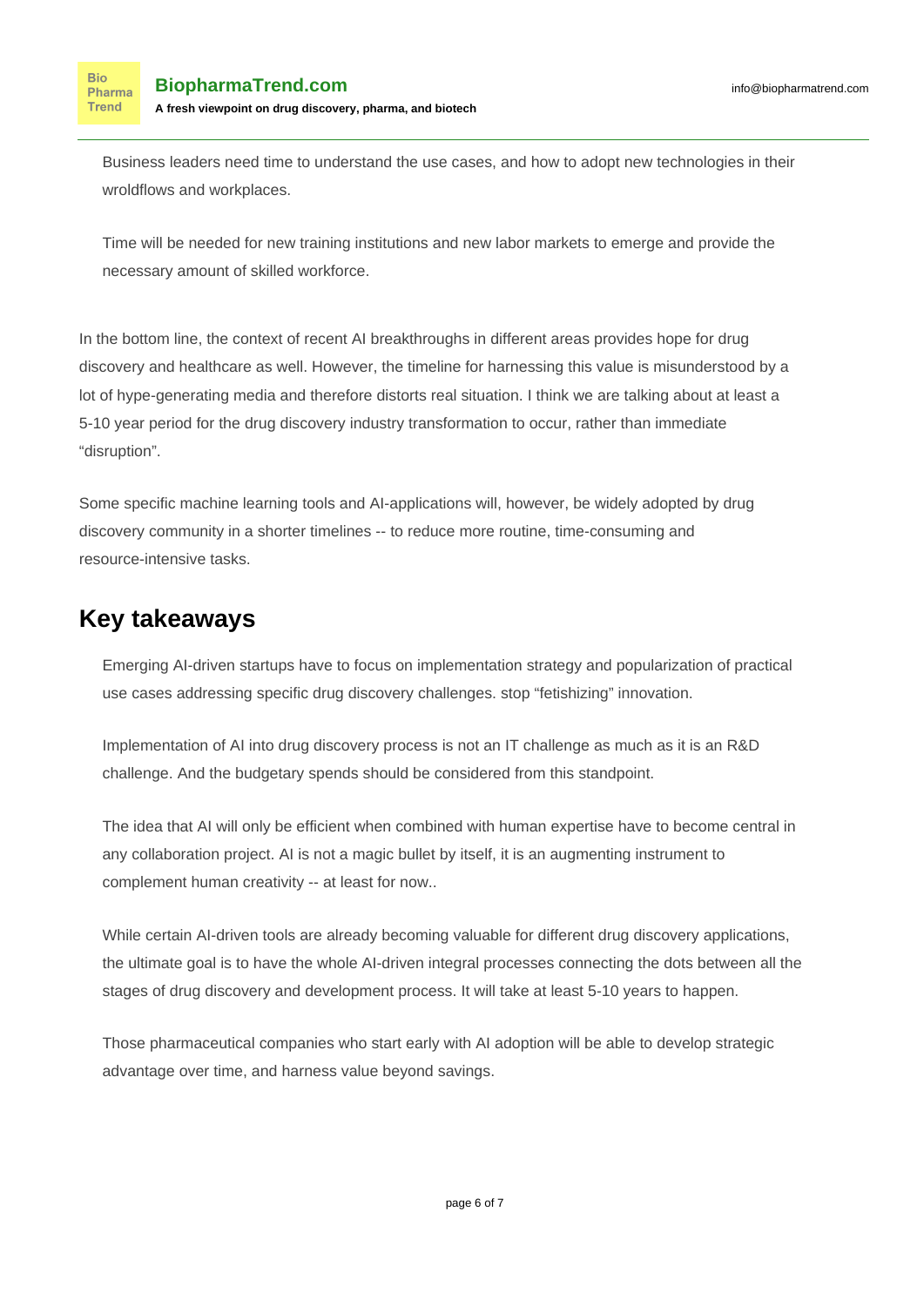Business leaders need time to understand the use cases, and how to adopt new technologies in their wroldflows and workplaces.

Time will be needed for new training institutions and new labor markets to emerge and provide the necessary amount of skilled workforce.

In the bottom line, the context of recent AI breakthroughs in different areas provides hope for drug discovery and healthcare as well. However, the timeline for harnessing this value is misunderstood by a lot of hype-generating media and therefore distorts real situation. I think we are talking about at least a 5-10 year period for the drug discovery industry transformation to occur, rather than immediate "disruption".

Some specific machine learning tools and AI-applications will, however, be widely adopted by drug discovery community in a shorter timelines -- to reduce more routine, time-consuming and resource-intensive tasks.

## Key takeaways

Emerging AI-driven startups have to focus on implementation strategy and popularization of practical use cases addressing specific drug discovery challenges. stop "fetishizing" innovation.

Implementation of AI into drug discovery process is not an IT challenge as much as it is an R&D challenge. And the budgetary spends should be considered from this standpoint.

The idea that AI will only be efficient when combined with human expertise have to become central in any collaboration project. AI is not a magic bullet by itself, it is an augmenting instrument to complement human creativity -- at least for now..

While certain AI-driven tools are already becoming valuable for different drug discovery applications, the ultimate goal is to have the whole AI-driven integral processes connecting the dots between all the stages of drug discovery and development process. It will take at least 5-10 years to happen.

Those pharmaceutical companies who start early with AI adoption will be able to develop strategic advantage over time, and harness value beyond savings.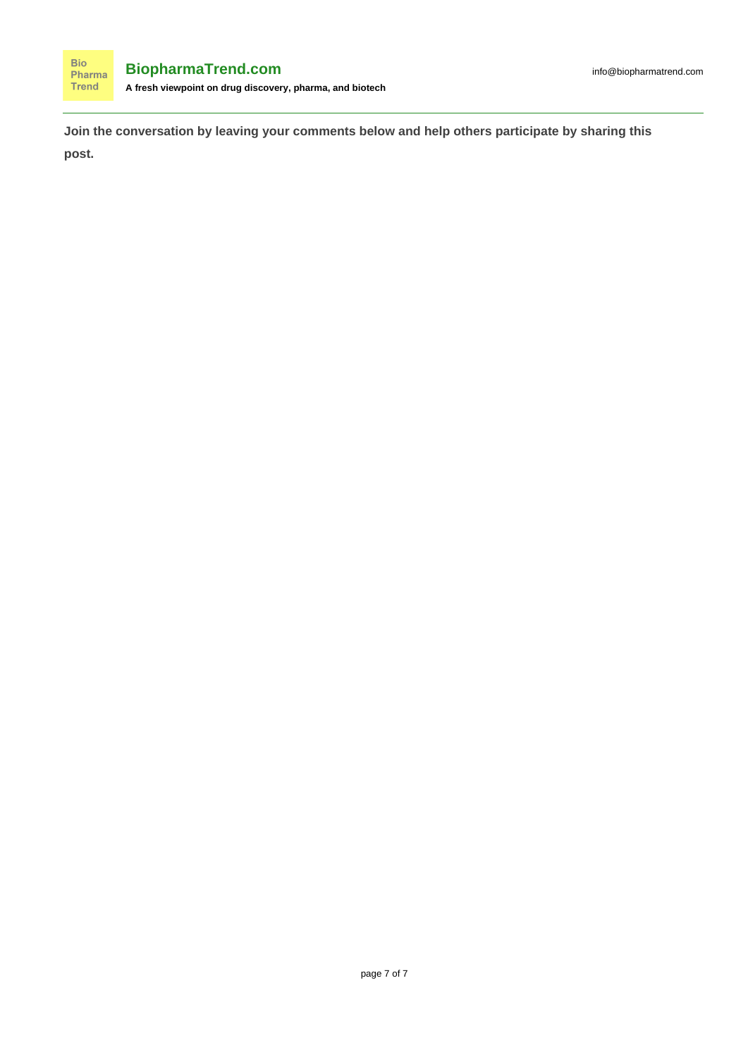**Join the conversation by leaving your comments below and help others participate by sharing this post.**